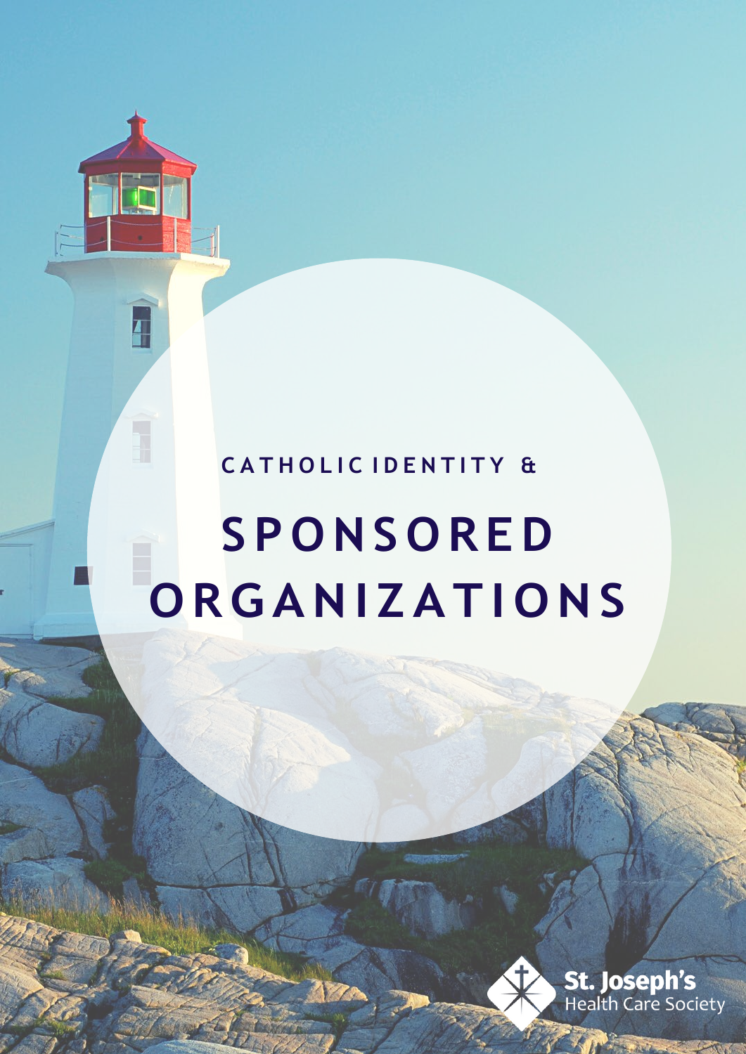CATHOLIC IDENTITY &

# SPONSORED ORGANIZATIONS

St. Joseph's Health Care Society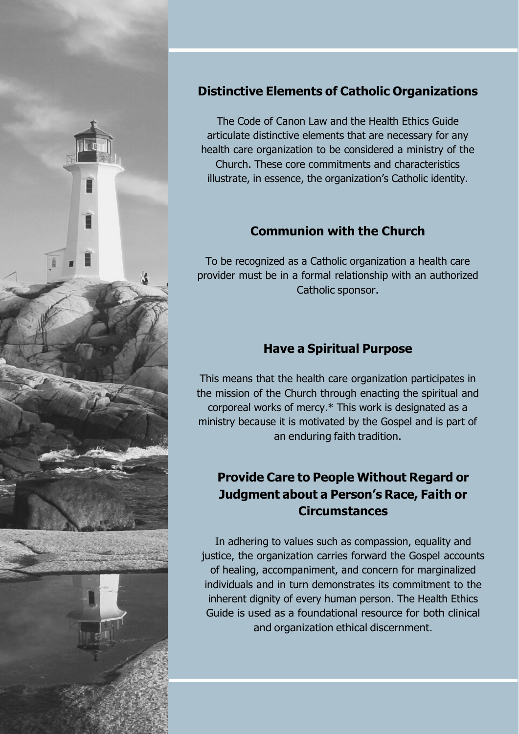## Distinctive Elements of Catholic Organizations

The Code of Canon Law and the Health Ethics Guide articulate distinctive elements that are necessary for any health care organization to be considered a ministry of the Church. These core commitments and characteristics illustrate, in essence, the organization's Catholic identity.

### Communion with the Church

To be recognized as a Catholic organization a health care provider must be in a formal relationship with an authorized Catholic sponsor.

### Have a Spiritual Purpose

This means that the health care organization participates in the mission of the Church through enacting the spiritual and corporeal works of mercy.* This work is designated as a ministry because it is motivated by the Gospel and is part of an enduring faith tradition.

### Provide Care to People Without Regard or Judgment about a Person's Race, Faith or Circumstances

In adhering to values such as compassion, equality and justice, the organization carries forward the Gospel accounts of healing, accompaniment, and concern for marginalized individuals and in turn demonstrates its commitment to the inherent dignity of every human person. The Health Ethics Guide is used as a foundational resource for both clinical and organization ethical discernment.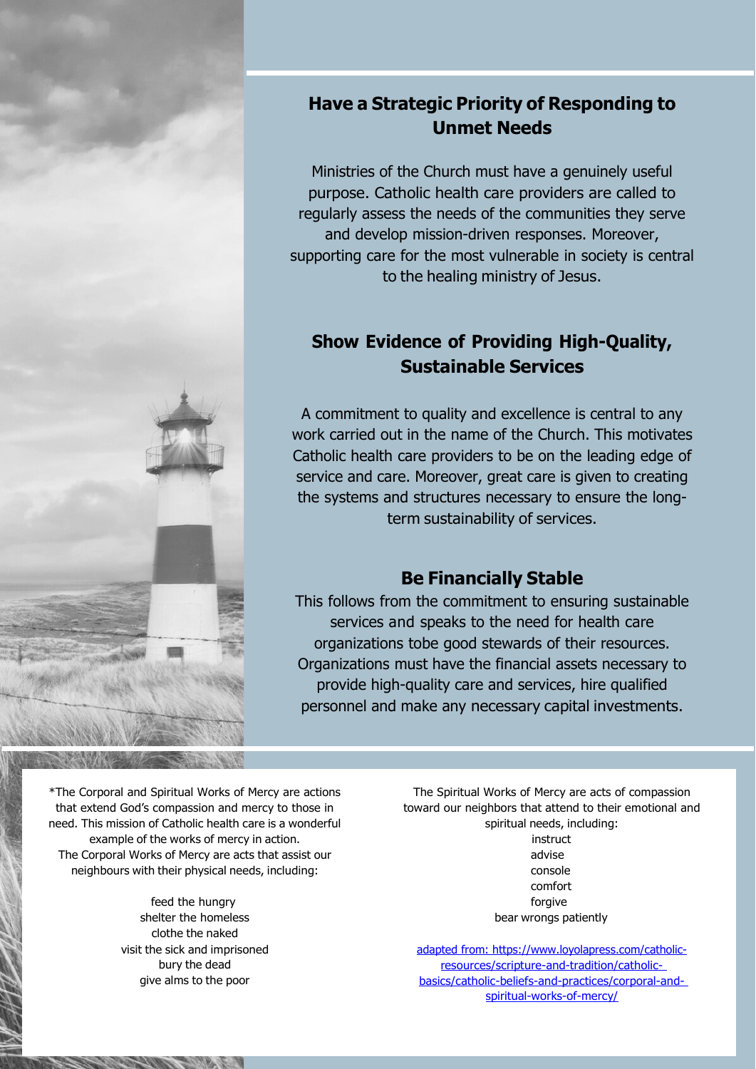## Have a Strategic Priority of Responding to Unmet Needs

Ministries of the Church must have a genuinely useful purpose. Catholic health care providers are called to regularly assess the needs of the communities they serve and develop mission-driven responses. Moreover, supporting care for the most vulnerable in society is central to the healing ministry of Jesus.

## Show Evidence of Providing High-Quality, Sustainable Services

A commitment to quality and excellence is central to any work carried out in the name of the Church. This motivates Catholic health care providers to be on the leading edge of service and care. Moreover, great care is given to creating the systems and structures necessary to ensure the long-term sustainability of services.

## Be Financially Stable

This follows from the commitment to ensuring sustainable services and speaks to the need for health care organizations tobe good stewards of their resources. Organizations must have the financial assets necessary to provide high-quality care and services, hire qualified personnel and make any necessary capital investments.

*The Corporal and Spiritual Works of Mercy are actions that extend God's compassion and mercy to those in need. This mission of Catholic health care is a wonderful example of the works of mercy in action.
The Corporal Works of Mercy are acts that assist our neighbours with their physical needs, including:

feed the hungry
shelter the homeless
clothe the naked
visit the sick and imprisoned
bury the dead
give alms to the poor

The Spiritual Works of Mercy are acts of compassion toward our neighbors that attend to their emotional and spiritual needs, including:

instruct
advise
console
comfort
forgive
bear wrongs patiently

adapted from: https://www.loyolapress.com/catholic-resources/scripture-and-tradition/catholic-basics/catholic-beliefs-and-practices/corporal-and-spiritual-works-of-mercy/